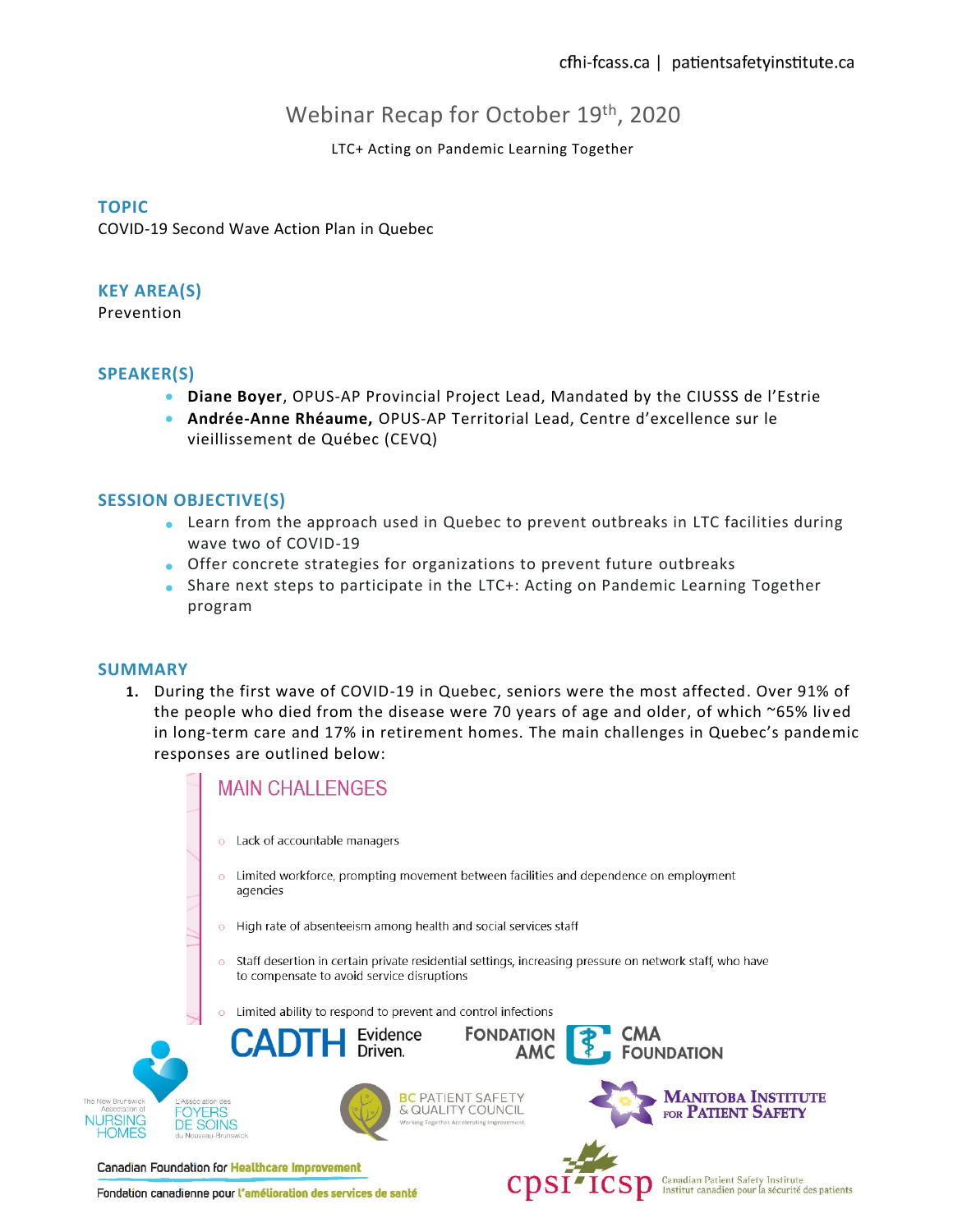cfhi-fcass.ca | patientsafetyinstitute.ca

# Webinar Recap for October 19th, 2020

LTC+ Acting on Pandemic Learning Together

## TOPIC

COVID-19 Second Wave Action Plan in Quebec

## KEY AREA(S)

Prevention

## SPEAKER(S)

- **Diane Boyer**, OPUS-AP Provincial Project Lead, Mandated by the CIUSSS de l'Estrie
- **Andrée-Anne Rhéaume,** OPUS-AP Territorial Lead, Centre d'excellence sur le vieillissement de Québec (CEVQ)

## SESSION OBJECTIVE(S)

- Learn from the approach used in Quebec to prevent outbreaks in LTC facilities during wave two of COVID-19
- Offer concrete strategies for organizations to prevent future outbreaks
- Share next steps to participate in the LTC+: Acting on Pandemic Learning Together program

## SUMMARY

1. During the first wave of COVID-19 in Quebec, seniors were the most affected. Over 91% of the people who died from the disease were 70 years of age and older, of which ~65% lived in long-term care and 17% in retirement homes. The main challenges in Quebec's pandemic responses are outlined below:

### MAIN CHALLENGES

- Lack of accountable managers
- Limited workforce, prompting movement between facilities and dependence on employment agencies
- High rate of absenteeism among health and social services staff
- Staff desertion in certain private residential settings, increasing pressure on network staff, who have to compensate to avoid service disruptions
- Limited ability to respond to prevent and control infections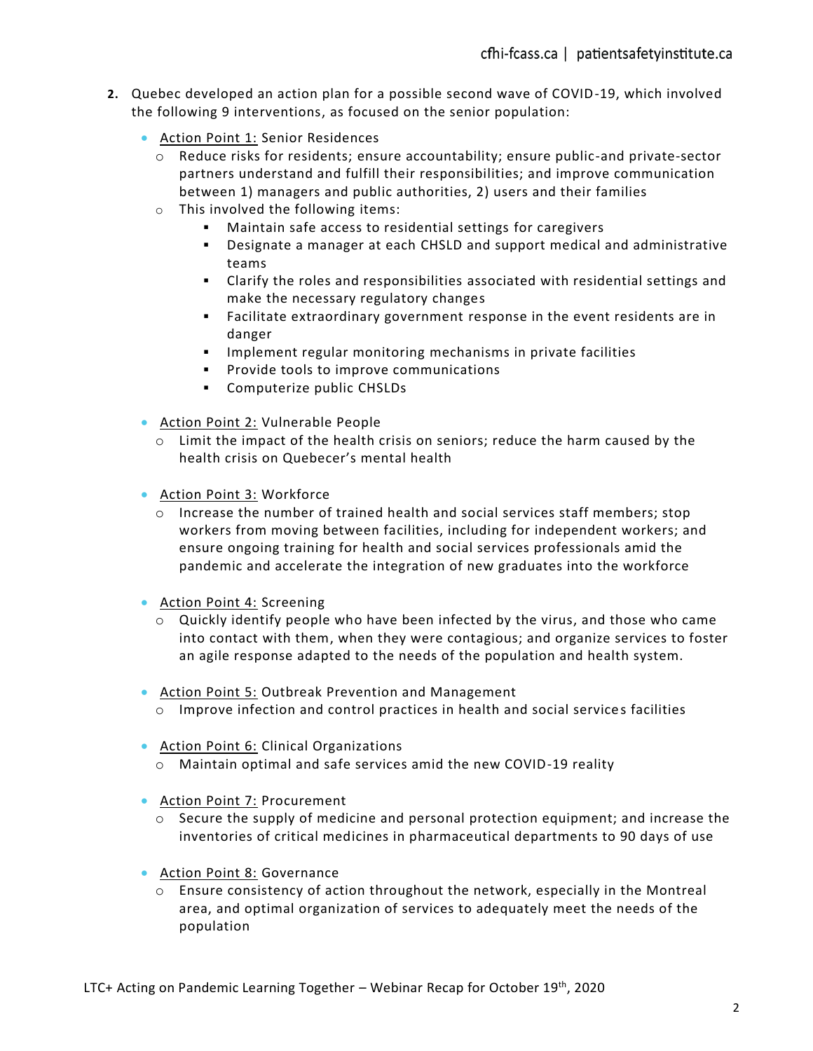2. Quebec developed an action plan for a possible second wave of COVID-19, which involved the following 9 interventions, as focused on the senior population:

   - Action Point 1: Senior Residences
     - Reduce risks for residents; ensure accountability; ensure public-and private-sector partners understand and fulfill their responsibilities; and improve communication between 1) managers and public authorities, 2) users and their families
     - This involved the following items:
       - Maintain safe access to residential settings for caregivers
       - Designate a manager at each CHSLD and support medical and administrative teams
       - Clarify the roles and responsibilities associated with residential settings and make the necessary regulatory changes
       - Facilitate extraordinary government response in the event residents are in danger
       - Implement regular monitoring mechanisms in private facilities
       - Provide tools to improve communications
       - Computerize public CHSLDs
   - Action Point 2: Vulnerable People
     - Limit the impact of the health crisis on seniors; reduce the harm caused by the health crisis on Quebecer's mental health
   - Action Point 3: Workforce
     - Increase the number of trained health and social services staff members; stop workers from moving between facilities, including for independent workers; and ensure ongoing training for health and social services professionals amid the pandemic and accelerate the integration of new graduates into the workforce
   - Action Point 4: Screening
     - Quickly identify people who have been infected by the virus, and those who came into contact with them, when they were contagious; and organize services to foster an agile response adapted to the needs of the population and health system.
   - Action Point 5: Outbreak Prevention and Management
     - Improve infection and control practices in health and social services facilities
   - Action Point 6: Clinical Organizations
     - Maintain optimal and safe services amid the new COVID-19 reality
   - Action Point 7: Procurement
     - Secure the supply of medicine and personal protection equipment; and increase the inventories of critical medicines in pharmaceutical departments to 90 days of use
   - Action Point 8: Governance
     - Ensure consistency of action throughout the network, especially in the Montreal area, and optimal organization of services to adequately meet the needs of the population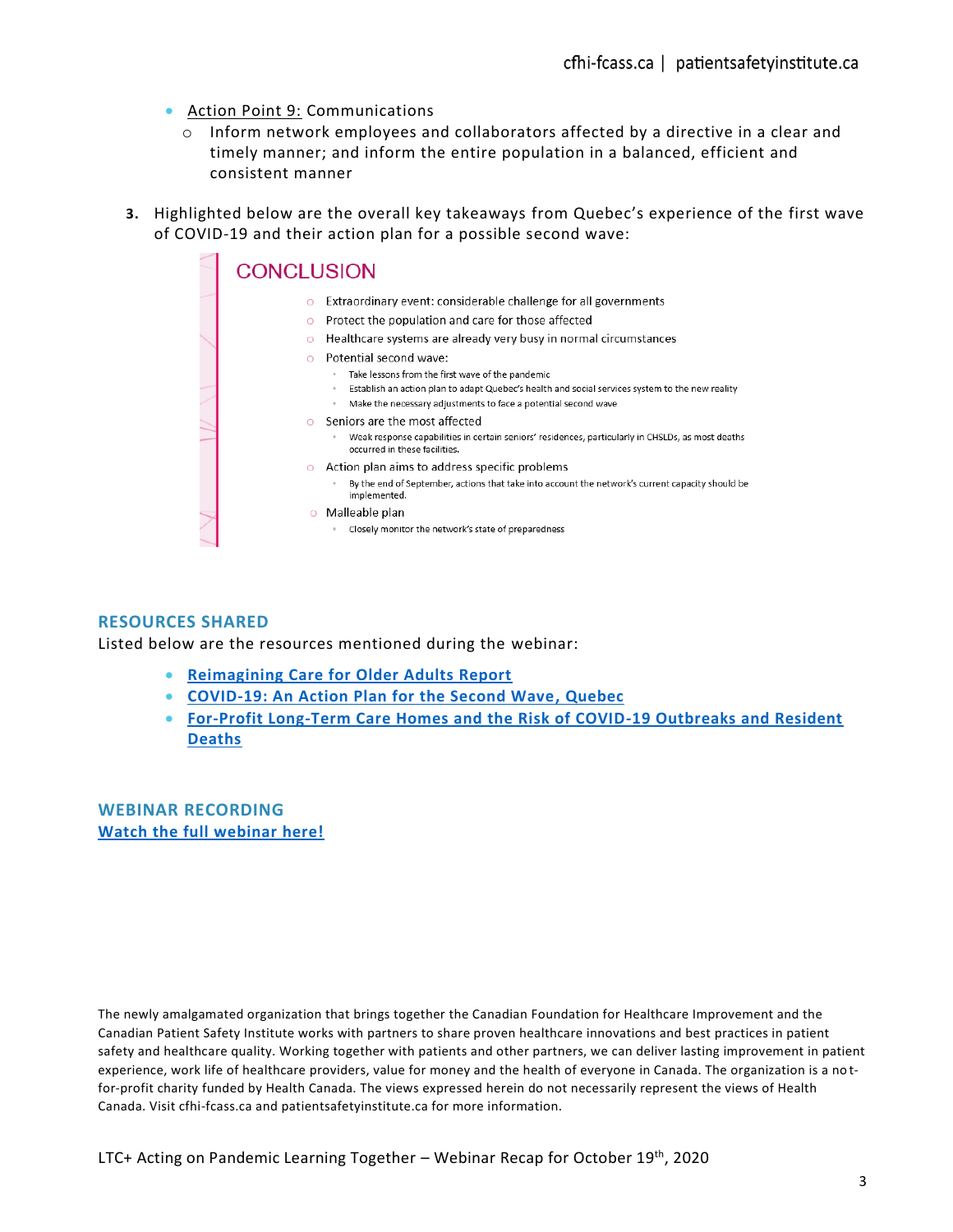- Action Point 9: Communications
  - Inform network employees and collaborators affected by a directive in a clear and timely manner; and inform the entire population in a balanced, efficient and consistent manner

3. Highlighted below are the overall key takeaways from Quebec's experience of the first wave of COVID-19 and their action plan for a possible second wave:

CONCLUSION

- Extraordinary event: considerable challenge for all governments
- Protect the population and care for those affected
- Healthcare systems are already very busy in normal circumstances
- Potential second wave:
  - Take lessons from the first wave of the pandemic
  - Establish an action plan to adapt Quebec's health and social services system to the new reality
  - Make the necessary adjustments to face a potential second wave
- Seniors are the most affected
  - Weak response capabilities in certain seniors' residences, particularly in CHSLDs, as most deaths occurred in these facilities.
- Action plan aims to address specific problems
  - By the end of September, actions that take into account the network's current capacity should be implemented.
- Malleable plan
  - Closely monitor the network's state of preparedness

## RESOURCES SHARED

Listed below are the resources mentioned during the webinar:

- **Reimagining Care for Older Adults Report**
- **COVID-19: An Action Plan for the Second Wave, Quebec**
- **For-Profit Long-Term Care Homes and the Risk of COVID-19 Outbreaks and Resident Deaths**

## WEBINAR RECORDING

**Watch the full webinar here!**

The newly amalgamated organization that brings together the Canadian Foundation for Healthcare Improvement and the Canadian Patient Safety Institute works with partners to share proven healthcare innovations and best practices in patient safety and healthcare quality. Working together with patients and other partners, we can deliver lasting improvement in patient experience, work life of healthcare providers, value for money and the health of everyone in Canada. The organization is a not-for-profit charity funded by Health Canada. The views expressed herein do not necessarily represent the views of Health Canada. Visit cfhi-fcass.ca and patientsafetyinstitute.ca for more information.